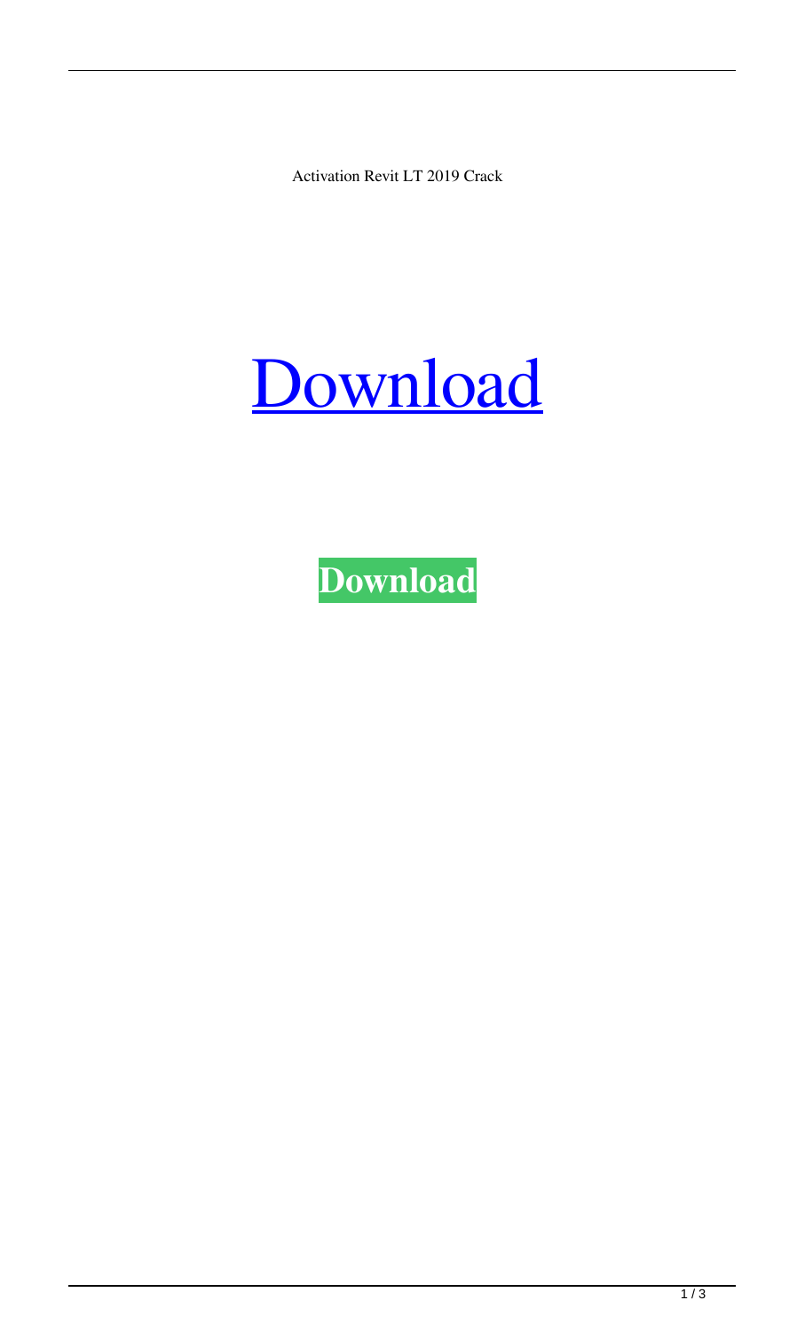Activation Revit LT 2019 Crack

# [Download](#)

**Download**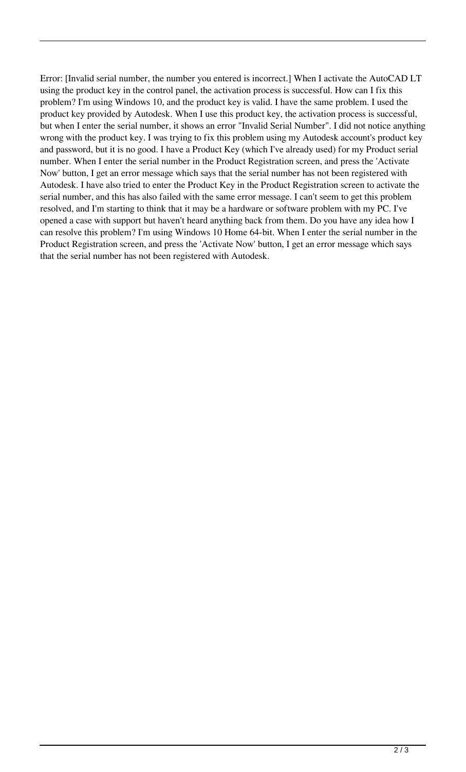Error: [Invalid serial number, the number you entered is incorrect.] When I activate the AutoCAD LT using the product key in the control panel, the activation process is successful. How can I fix this problem? I'm using Windows 10, and the product key is valid. I have the same problem. I used the product key provided by Autodesk. When I use this product key, the activation process is successful, but when I enter the serial number, it shows an error "Invalid Serial Number". I did not notice anything wrong with the product key. I was trying to fix this problem using my Autodesk account's product key and password, but it is no good. I have a Product Key (which I've already used) for my Product serial number. When I enter the serial number in the Product Registration screen, and press the 'Activate Now' button, I get an error message which says that the serial number has not been registered with Autodesk. I have also tried to enter the Product Key in the Product Registration screen to activate the serial number, and this has also failed with the same error message. I can't seem to get this problem resolved, and I'm starting to think that it may be a hardware or software problem with my PC. I've opened a case with support but haven't heard anything back from them. Do you have any idea how I can resolve this problem? I'm using Windows 10 Home 64-bit. When I enter the serial number in the Product Registration screen, and press the 'Activate Now' button, I get an error message which says that the serial number has not been registered with Autodesk.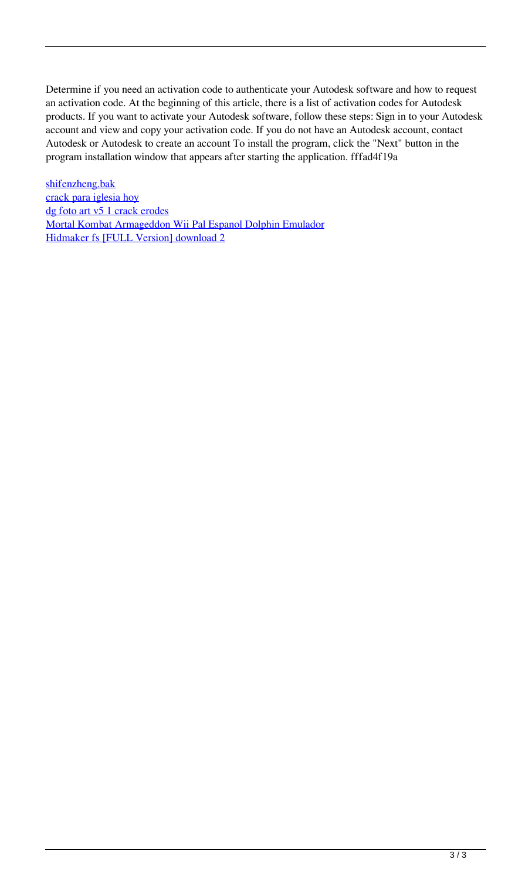Determine if you need an activation code to authenticate your Autodesk software and how to request an activation code. At the beginning of this article, there is a list of activation codes for Autodesk products. If you want to activate your Autodesk software, follow these steps: Sign in to your Autodesk account and view and copy your activation code. If you do not have an Autodesk account, contact Autodesk or Autodesk to create an account To install the program, click the "Next" button in the program installation window that appears after starting the application. fffad4f19a

shifenzheng.bak
crack para iglesia hoy
dg foto art v5 1 crack erodes
Mortal Kombat Armageddon Wii Pal Espanol Dolphin Emulador
Hidmaker fs [FULL Version] download 2